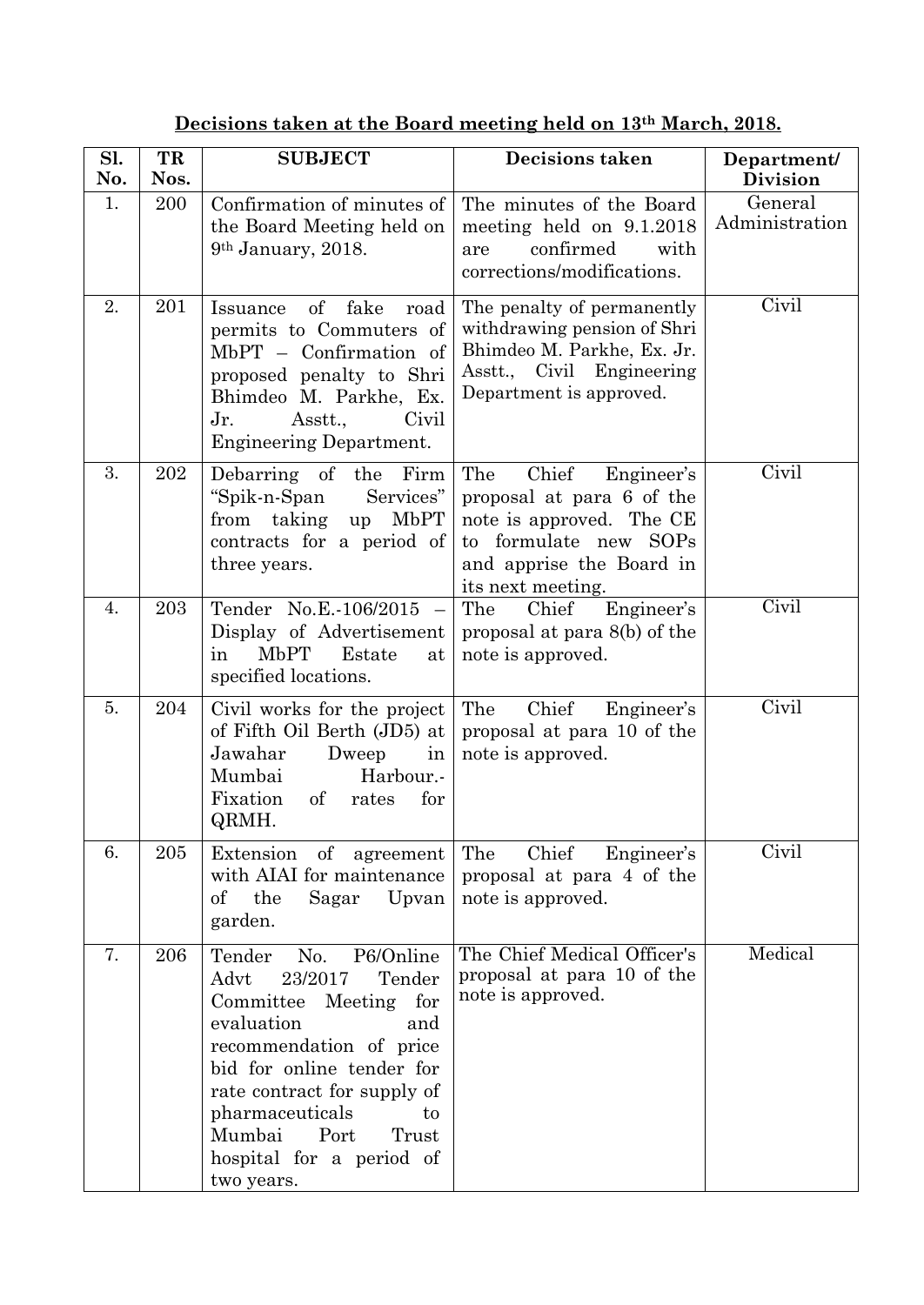**Decisions taken at the Board meeting held on 13th March, 2018.**

| Sl. No. | TR Nos. | SUBJECT | Decisions taken | Department/ Division |
|---|---|---|---|---|
| 1. | 200 | Confirmation of minutes of the Board Meeting held on 9th January, 2018. | The minutes of the Board meeting held on 9.1.2018 are confirmed with corrections/modifications. | General Administration |
| 2. | 201 | Issuance of fake road permits to Commuters of MbPT – Confirmation of proposed penalty to Shri Bhimdeo M. Parkhe, Ex. Jr. Asstt., Civil Engineering Department. | The penalty of permanently withdrawing pension of Shri Bhimdeo M. Parkhe, Ex. Jr. Asstt., Civil Engineering Department is approved. | Civil |
| 3. | 202 | Debarring of the Firm "Spik-n-Span Services" from taking up MbPT contracts for a period of three years. | The Chief Engineer's proposal at para 6 of the note is approved. The CE to formulate new SOPs and apprise the Board in its next meeting. | Civil |
| 4. | 203 | Tender No.E.-106/2015 – Display of Advertisement in MbPT Estate at specified locations. | The Chief Engineer's proposal at para 8(b) of the note is approved. | Civil |
| 5. | 204 | Civil works for the project of Fifth Oil Berth (JD5) at Jawahar Dweep in Mumbai Harbour.- Fixation of rates for QRMH. | The Chief Engineer's proposal at para 10 of the note is approved. | Civil |
| 6. | 205 | Extension of agreement with AIAI for maintenance of the Sagar Upvan garden. | The Chief Engineer's proposal at para 4 of the note is approved. | Civil |
| 7. | 206 | Tender No. P6/Online Advt 23/2017 Tender Committee Meeting for evaluation and recommendation of price bid for online tender for rate contract for supply of pharmaceuticals to Mumbai Port Trust hospital for a period of two years. | The Chief Medical Officer's proposal at para 10 of the note is approved. | Medical |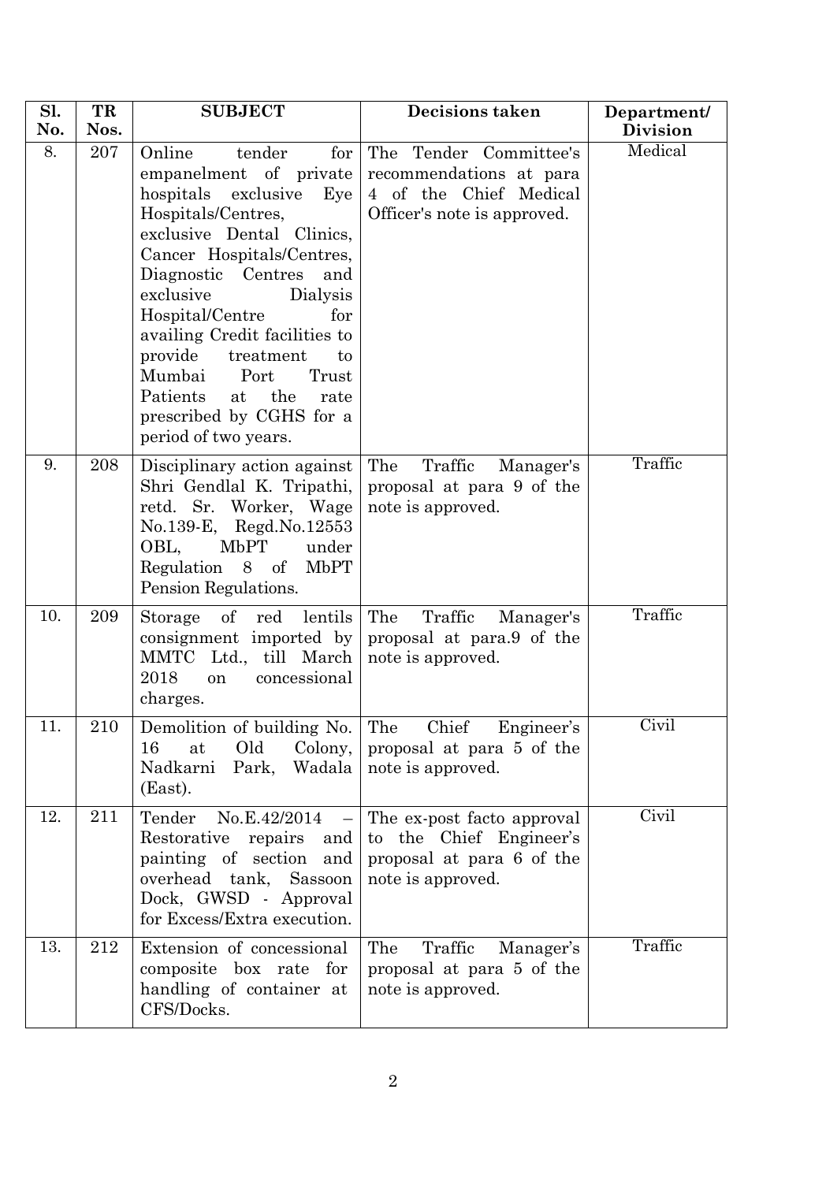| Sl. No. | TR Nos. | SUBJECT | Decisions taken | Department/ Division |
|---|---|---|---|---|
| 8. | 207 | Online tender for empanelment of private hospitals exclusive Eye Hospitals/Centres, exclusive Dental Clinics, Cancer Hospitals/Centres, Diagnostic Centres and exclusive Dialysis Hospital/Centre for availing Credit facilities to provide treatment to Mumbai Port Trust Patients at the rate prescribed by CGHS for a period of two years. | The Tender Committee's recommendations at para 4 of the Chief Medical Officer's note is approved. | Medical |
| 9. | 208 | Disciplinary action against Shri Gendlal K. Tripathi, retd. Sr. Worker, Wage No.139-E, Regd.No.12553 OBL, MbPT under Regulation 8 of MbPT Pension Regulations. | The Traffic Manager's proposal at para 9 of the note is approved. | Traffic |
| 10. | 209 | Storage of red lentils consignment imported by MMTC Ltd., till March 2018 on concessional charges. | The Traffic Manager's proposal at para.9 of the note is approved. | Traffic |
| 11. | 210 | Demolition of building No. 16 at Old Colony, Nadkarni Park, Wadala (East). | The Chief Engineer's proposal at para 5 of the note is approved. | Civil |
| 12. | 211 | Tender No.E.42/2014 – Restorative repairs and painting of section and overhead tank, Sassoon Dock, GWSD - Approval for Excess/Extra execution. | The ex-post facto approval to the Chief Engineer's proposal at para 6 of the note is approved. | Civil |
| 13. | 212 | Extension of concessional composite box rate for handling of container at CFS/Docks. | The Traffic Manager's proposal at para 5 of the note is approved. | Traffic |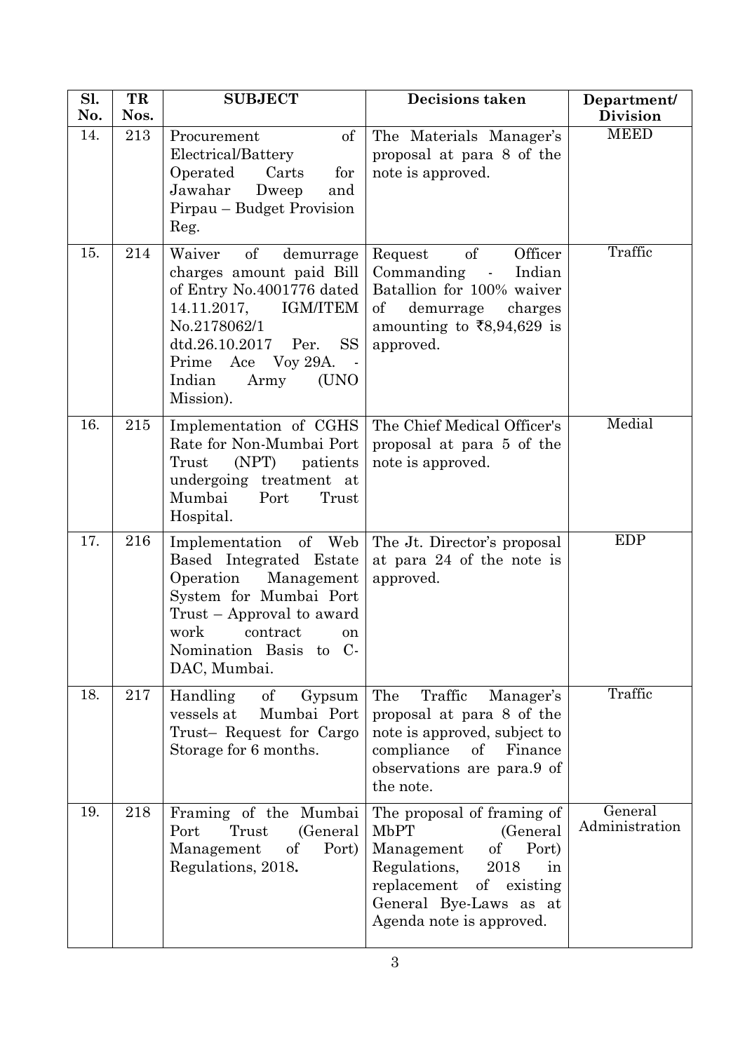| Sl. No. | TR Nos. | SUBJECT | Decisions taken | Department/ Division |
|---|---|---|---|---|
| 14. | 213 | Procurement of Electrical/Battery Operated Carts for Jawahar Dweep and Pirpau – Budget Provision Reg. | The Materials Manager's proposal at para 8 of the note is approved. | MEED |
| 15. | 214 | Waiver of demurrage charges amount paid Bill of Entry No.4001776 dated 14.11.2017, IGM/ITEM No.2178062/1 dtd.26.10.2017 Per. SS Prime Ace Voy 29A. - Indian Army (UNO Mission). | Request of Officer Commanding - Indian Batallion for 100% waiver of demurrage charges amounting to ₹8,94,629 is approved. | Traffic |
| 16. | 215 | Implementation of CGHS Rate for Non-Mumbai Port Trust (NPT) patients undergoing treatment at Mumbai Port Trust Hospital. | The Chief Medical Officer's proposal at para 5 of the note is approved. | Medial |
| 17. | 216 | Implementation of Web Based Integrated Estate Operation Management System for Mumbai Port Trust – Approval to award work contract on Nomination Basis to C-DAC, Mumbai. | The Jt. Director's proposal at para 24 of the note is approved. | EDP |
| 18. | 217 | Handling of Gypsum vessels at Mumbai Port Trust– Request for Cargo Storage for 6 months. | The Traffic Manager's proposal at para 8 of the note is approved, subject to compliance of Finance observations are para.9 of the note. | Traffic |
| 19. | 218 | Framing of the Mumbai Port Trust (General Management of Port) Regulations, 2018**.** | The proposal of framing of MbPT (General Management of Port) Regulations, 2018 in replacement of existing General Bye-Laws as at Agenda note is approved. | General Administration |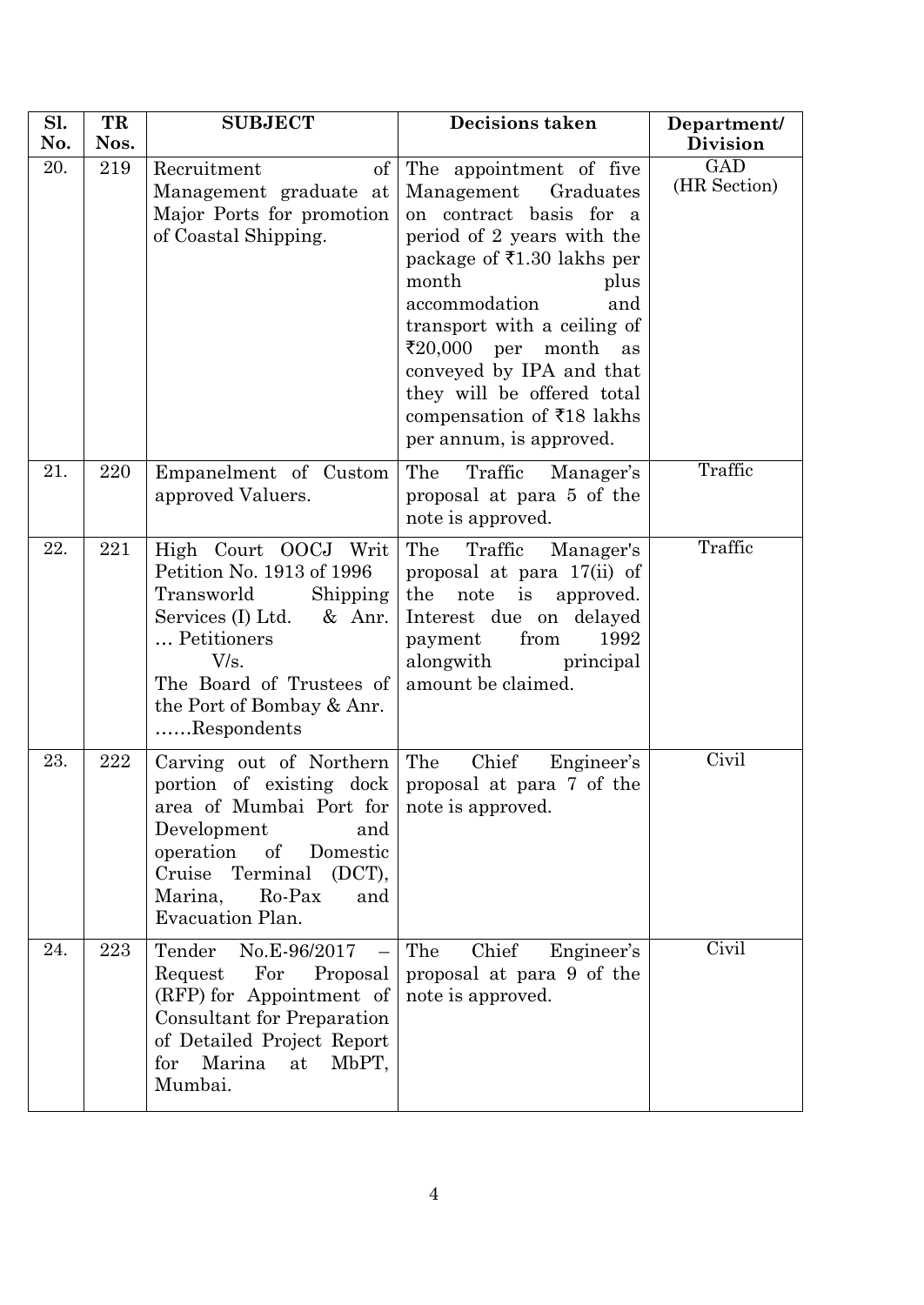| Sl. No. | TR Nos. | SUBJECT | Decisions taken | Department/ Division |
|---|---|---|---|---|
| 20. | 219 | Recruitment of Management graduate at Major Ports for promotion of Coastal Shipping. | The appointment of five Management Graduates on contract basis for a period of 2 years with the package of ₹1.30 lakhs per month plus accommodation and transport with a ceiling of ₹20,000 per month as conveyed by IPA and that they will be offered total compensation of ₹18 lakhs per annum, is approved. | GAD (HR Section) |
| 21. | 220 | Empanelment of Custom approved Valuers. | The Traffic Manager's proposal at para 5 of the note is approved. | Traffic |
| 22. | 221 | High Court OOCJ Writ Petition No. 1913 of 1996 Transworld Shipping Services (I) Ltd. & Anr. … Petitioners V/s. The Board of Trustees of the Port of Bombay & Anr. ……Respondents | The Traffic Manager's proposal at para 17(ii) of the note is approved. Interest due on delayed payment from 1992 alongwith principal amount be claimed. | Traffic |
| 23. | 222 | Carving out of Northern portion of existing dock area of Mumbai Port for Development and operation of Domestic Cruise Terminal (DCT), Marina, Ro-Pax and Evacuation Plan. | The Chief Engineer's proposal at para 7 of the note is approved. | Civil |
| 24. | 223 | Tender No.E-96/2017 – Request For Proposal (RFP) for Appointment of Consultant for Preparation of Detailed Project Report for Marina at MbPT, Mumbai. | The Chief Engineer's proposal at para 9 of the note is approved. | Civil |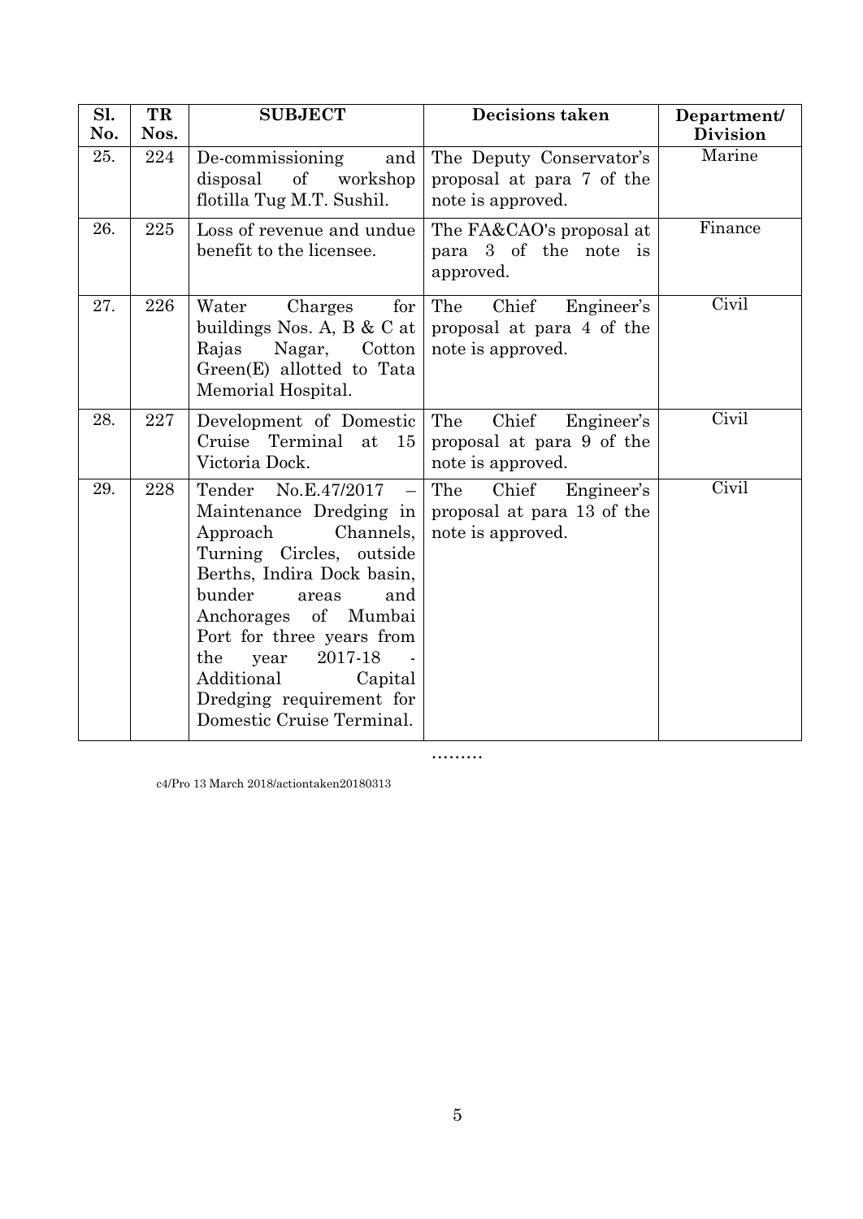| Sl. No. | TR Nos. | SUBJECT | Decisions taken | Department/ Division |
|---|---|---|---|---|
| 25. | 224 | De-commissioning and disposal of workshop flotilla Tug M.T. Sushil. | The Deputy Conservator's proposal at para 7 of the note is approved. | Marine |
| 26. | 225 | Loss of revenue and undue benefit to the licensee. | The FA&CAO's proposal at para 3 of the note is approved. | Finance |
| 27. | 226 | Water Charges for buildings Nos. A, B & C at Rajas Nagar, Cotton Green(E) allotted to Tata Memorial Hospital. | The Chief Engineer's proposal at para 4 of the note is approved. | Civil |
| 28. | 227 | Development of Domestic Cruise Terminal at 15 Victoria Dock. | The Chief Engineer's proposal at para 9 of the note is approved. | Civil |
| 29. | 228 | Tender No.E.47/2017 – Maintenance Dredging in Approach Channels, Turning Circles, outside Berths, Indira Dock basin, bunder areas and Anchorages of Mumbai Port for three years from the year 2017-18 - Additional Capital Dredging requirement for Domestic Cruise Terminal. | The Chief Engineer's proposal at para 13 of the note is approved. | Civil |

………

c4/Pro 13 March 2018/actiontaken20180313